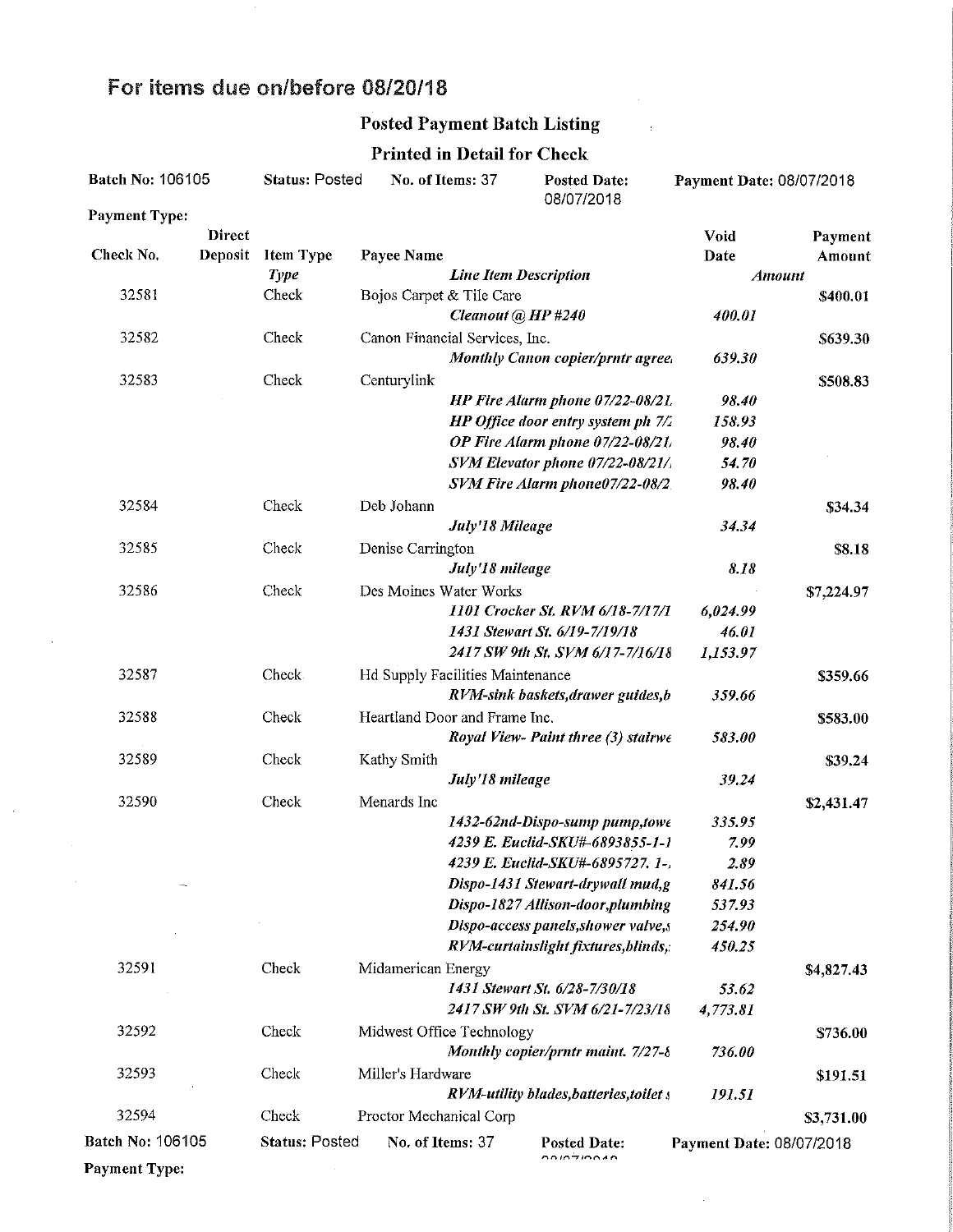# For items due on/before 08/20/18

## Posted Payment Batch Listing

### Printed in Detail for Check

**Batch No:** 106105 **Status:** Posted **No. of Items:** 37 **Posted Date:** 08/07/2018 **Payment Date:** 08/07/2018

**Payment Type:**

| Check No. | Direct Deposit | Item Type *Type* | Payee Name *Line Item Description* | Void Date *Amount* | Payment Amount |
|---|---|---|---|---|---|
| 32581 | | Check | Bojos Carpet & Tile Care | | $400.01 |
| | | | *Cleanout @ HP #240* | *400.01* | |
| 32582 | | Check | Canon Financial Services, Inc. | | $639.30 |
| | | | *Monthly Canon copier/prntr agree* | *639.30* | |
| 32583 | | Check | Centurylink | | $508.83 |
| | | | *HP Fire Alarm phone 07/22-08/21* | *98.40* | |
| | | | *HP Office door entry system ph 7/2* | *158.93* | |
| | | | *OP Fire Alarm phone 07/22-08/21* | *98.40* | |
| | | | *SVM Elevator phone 07/22-08/21/* | *54.70* | |
| | | | *SVM Fire Alarm phone07/22-08/2* | *98.40* | |
| 32584 | | Check | Deb Johann | | $34.34 |
| | | | *July'18 Mileage* | *34.34* | |
| 32585 | | Check | Denise Carrington | | $8.18 |
| | | | *July'18 mileage* | *8.18* | |
| 32586 | | Check | Des Moines Water Works | | $7,224.97 |
| | | | *1101 Crocker St. RVM 6/18-7/17/1* | *6,024.99* | |
| | | | *1431 Stewart St. 6/19-7/19/18* | *46.01* | |
| | | | *2417 SW 9th St. SVM 6/17-7/16/18* | *1,153.97* | |
| 32587 | | Check | Hd Supply Facilities Maintenance | | $359.66 |
| | | | *RVM-sink baskets,drawer guides,b* | *359.66* | |
| 32588 | | Check | Heartland Door and Frame Inc. | | $583.00 |
| | | | *Royal View- Paint three (3) stairwe* | *583.00* | |
| 32589 | | Check | Kathy Smith | | $39.24 |
| | | | *July'18 mileage* | *39.24* | |
| 32590 | | Check | Menards Inc | | $2,431.47 |
| | | | *1432-62nd-Dispo-sump pump,towe* | *335.95* | |
| | | | *4239 E. Euclid-SKU#-6893855-1-1* | *7.99* | |
| | | | *4239 E. Euclid-SKU#-6895727. 1-* | *2.89* | |
| | | | *Dispo-1431 Stewart-drywall mud,g* | *841.56* | |
| | | | *Dispo-1827 Allison-door,plumbing* | *537.93* | |
| | | | *Dispo-access panels,shower valve,s* | *254.90* | |
| | | | *RVM-curtainslight fixtures,blinds,* | *450.25* | |
| 32591 | | Check | Midamerican Energy | | $4,827.43 |
| | | | *1431 Stewart St. 6/28-7/30/18* | *53.62* | |
| | | | *2417 SW 9th St. SVM 6/21-7/23/18* | *4,773.81* | |
| 32592 | | Check | Midwest Office Technology | | $736.00 |
| | | | *Monthly copier/prntr maint. 7/27-8* | *736.00* | |
| 32593 | | Check | Miller's Hardware | | $191.51 |
| | | | *RVM-utility blades,batteries,toilet s* | *191.51* | |
| 32594 | | Check | Proctor Mechanical Corp | | $3,731.00 |

**Batch No:** 106105 **Status:** Posted **No. of Items:** 37 **Posted Date:** 08/07/2018 **Payment Date:** 08/07/2018

**Payment Type:**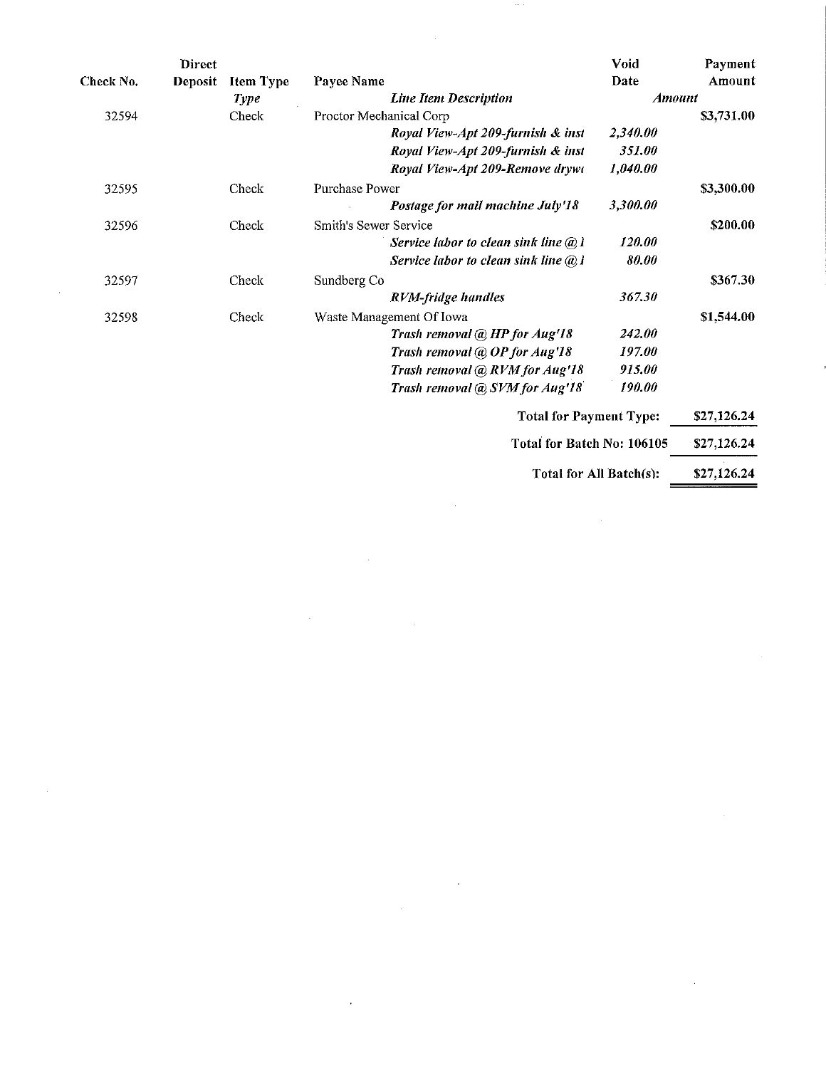| Check No. | Direct Deposit | Item Type | Payee Name | Void Date | Payment Amount |
|---|---|---|---|---|---|
| | | *Type* | *Line Item Description* | *Amount* | |
| 32594 | | Check | Proctor Mechanical Corp | | $3,731.00 |
| | | | *Royal View-Apt 209-furnish & inst* | *2,340.00* | |
| | | | *Royal View-Apt 209-furnish & inst* | *351.00* | |
| | | | *Royal View-Apt 209-Remove drywa* | *1,040.00* | |
| 32595 | | Check | Purchase Power | | $3,300.00 |
| | | | *Postage for mail machine July'18* | *3,300.00* | |
| 32596 | | Check | Smith's Sewer Service | | $200.00 |
| | | | *Service labor to clean sink line @ 1* | *120.00* | |
| | | | *Service labor to clean sink line @ 1* | *80.00* | |
| 32597 | | Check | Sundberg Co | | $367.30 |
| | | | *RVM-fridge handles* | *367.30* | |
| 32598 | | Check | Waste Management Of Iowa | | $1,544.00 |
| | | | *Trash removal @ HP for Aug'18* | *242.00* | |
| | | | *Trash removal @ OP for Aug'18* | *197.00* | |
| | | | *Trash removal @ RVM for Aug'18* | *915.00* | |
| | | | *Trash removal @ SVM for Aug'18* | *190.00* | |

**Total for Payment Type:** $27,126.24

**Total for Batch No: 106105** $27,126.24

**Total for All Batch(s):** $27,126.24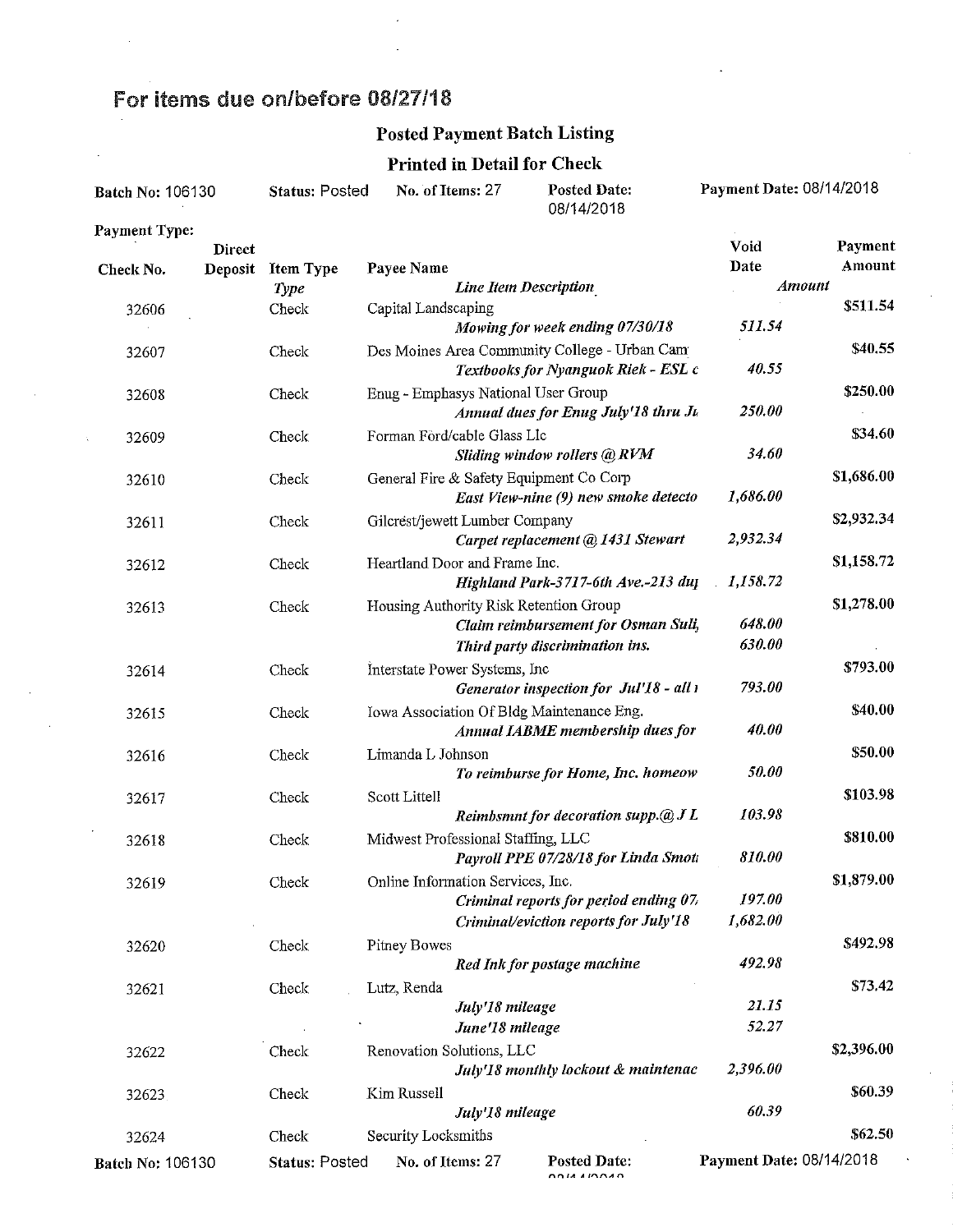# For items due on/before 08/27/18

## Posted Payment Batch Listing

### Printed in Detail for Check

**Batch No:** 106130 **Status:** Posted **No. of Items:** 27 **Posted Date:** 08/14/2018 **Payment Date:** 08/14/2018

**Payment Type:**

| Check No. | Direct Deposit | Item Type *Type* | Payee Name *Line Item Description* | Void Date *Amount* | Payment Amount |
|---|---|---|---|---|---|
| 32606 | | Check | Capital Landscaping | | $511.54 |
| | | | *Mowing for week ending 07/30/18* | *511.54* | |
| 32607 | | Check | Des Moines Area Community College - Urban Cam | | $40.55 |
| | | | *Textbooks for Nyanguok Riek - ESL c* | *40.55* | |
| 32608 | | Check | Enug - Emphasys National User Group | | $250.00 |
| | | | *Annual dues for Enug July'18 thru Ju* | *250.00* | |
| 32609 | | Check | Forman Ford/cable Glass Llc | | $34.60 |
| | | | *Sliding window rollers @ RVM* | *34.60* | |
| 32610 | | Check | General Fire & Safety Equipment Co Corp | | $1,686.00 |
| | | | *East View-nine (9) new smoke detecto* | *1,686.00* | |
| 32611 | | Check | Gilcrest/jewett Lumber Company | | $2,932.34 |
| | | | *Carpet replacement @ 1431 Stewart* | *2,932.34* | |
| 32612 | | Check | Heartland Door and Frame Inc. | | $1,158.72 |
| | | | *Highland Park-3717-6th Ave.-213 du* | *1,158.72* | |
| 32613 | | Check | Housing Authority Risk Retention Group | | $1,278.00 |
| | | | *Claim reimbursement for Osman Suli* | *648.00* | |
| | | | *Third party discrimination ins.* | *630.00* | |
| 32614 | | Check | Interstate Power Systems, Inc | | $793.00 |
| | | | *Generator inspection for Jul'18 - all* | *793.00* | |
| 32615 | | Check | Iowa Association Of Bldg Maintenance Eng. | | $40.00 |
| | | | *Annual IABME membership dues for* | *40.00* | |
| 32616 | | Check | Limanda L Johnson | | $50.00 |
| | | | *To reimburse for Home, Inc. homeow* | *50.00* | |
| 32617 | | Check | Scott Littell | | $103.98 |
| | | | *Reimbsmnt for decoration supp.@ J L* | *103.98* | |
| 32618 | | Check | Midwest Professional Staffing, LLC | | $810.00 |
| | | | *Payroll PPE 07/28/18 for Linda Smot* | *810.00* | |
| 32619 | | Check | Online Information Services, Inc. | | $1,879.00 |
| | | | *Criminal reports for period ending 07* | *197.00* | |
| | | | *Criminal/eviction reports for July'18* | *1,682.00* | |
| 32620 | | Check | Pitney Bowes | | $492.98 |
| | | | *Red Ink for postage machine* | *492.98* | |
| 32621 | | Check | Lutz, Renda | | $73.42 |
| | | | *July'18 mileage* | *21.15* | |
| | | | *June'18 mileage* | *52.27* | |
| 32622 | | Check | Renovation Solutions, LLC | | $2,396.00 |
| | | | *July'18 monthly lockout & maintenac* | *2,396.00* | |
| 32623 | | Check | Kim Russell | | $60.39 |
| | | | *July'18 mileage* | *60.39* | |
| 32624 | | Check | Security Locksmiths | | $62.50 |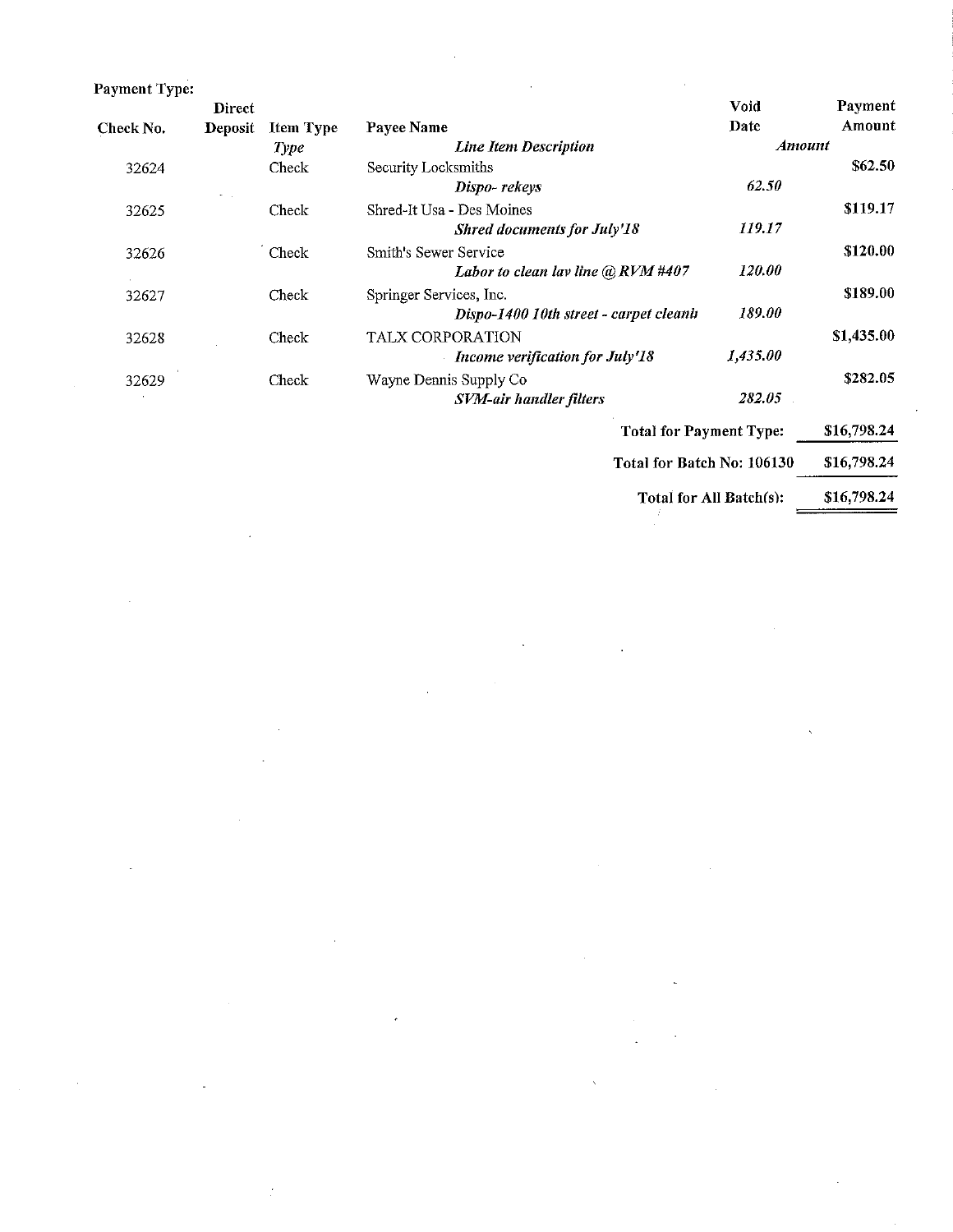Payment Type:

| Check No. | Direct Deposit | Item Type<br>*Type* | Payee Name<br>*Line Item Description* | Void Date<br>*Amount* | Payment Amount |
|---|---|---|---|---|---|
| 32624 | | Check | Security Locksmiths | | $62.50 |
| | | | *Dispo- rekeys* | *62.50* | |
| 32625 | | Check | Shred-It Usa - Des Moines | | $119.17 |
| | | | *Shred documents for July'18* | *119.17* | |
| 32626 | | Check | Smith's Sewer Service | | $120.00 |
| | | | *Labor to clean lav line @ RVM #407* | *120.00* | |
| 32627 | | Check | Springer Services, Inc. | | $189.00 |
| | | | *Dispo-1400 10th street - carpet cleani* | *189.00* | |
| 32628 | | Check | TALX CORPORATION | | $1,435.00 |
| | | | *Income verification for July'18* | *1,435.00* | |
| 32629 | | Check | Wayne Dennis Supply Co | | $282.05 |
| | | | *SVM-air handler filters* | *282.05* | |

**Total for Payment Type:** $16,798.24

**Total for Batch No: 106130** $16,798.24

**Total for All Batch(s):** $16,798.24